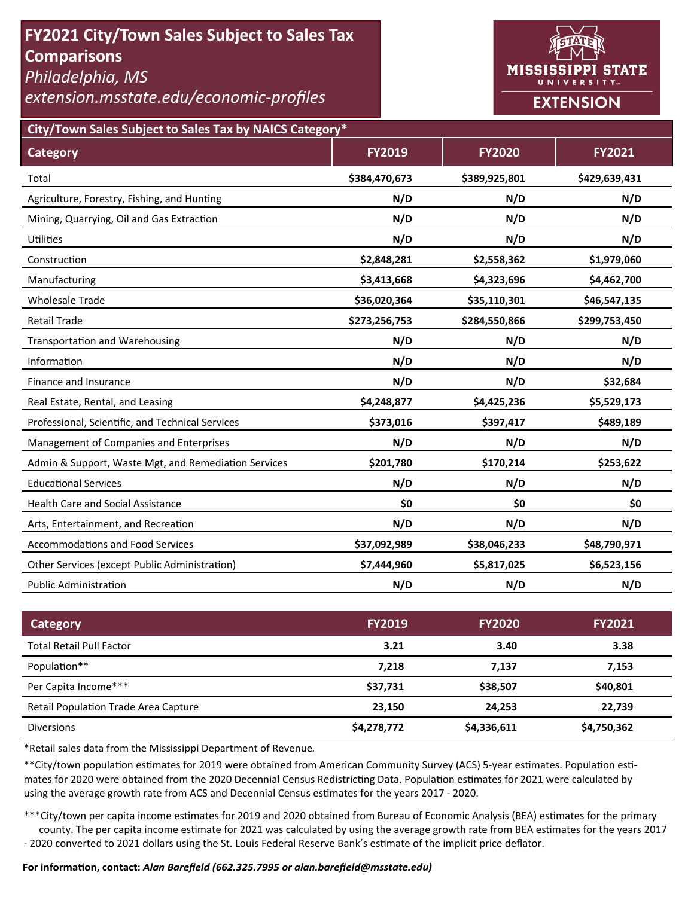# FY2021 City/Town Sales Subject to Sales Tax Comparisons

*Philadelphia, MS*

*extension.msstate.edu/economic-profiles*

## City/Town Sales Subject to Sales Tax by NAICS Category*

| Category | FY2019 | FY2020 | FY2021 |
|---|---|---|---|
| Total | **$384,470,673** | **$389,925,801** | **$429,639,431** |
| Agriculture, Forestry, Fishing, and Hunting | **N/D** | **N/D** | **N/D** |
| Mining, Quarrying, Oil and Gas Extraction | **N/D** | **N/D** | **N/D** |
| Utilities | **N/D** | **N/D** | **N/D** |
| Construction | **$2,848,281** | **$2,558,362** | **$1,979,060** |
| Manufacturing | **$3,413,668** | **$4,323,696** | **$4,462,700** |
| Wholesale Trade | **$36,020,364** | **$35,110,301** | **$46,547,135** |
| Retail Trade | **$273,256,753** | **$284,550,866** | **$299,753,450** |
| Transportation and Warehousing | **N/D** | **N/D** | **N/D** |
| Information | **N/D** | **N/D** | **N/D** |
| Finance and Insurance | **N/D** | **N/D** | **$32,684** |
| Real Estate, Rental, and Leasing | **$4,248,877** | **$4,425,236** | **$5,529,173** |
| Professional, Scientific, and Technical Services | **$373,016** | **$397,417** | **$489,189** |
| Management of Companies and Enterprises | **N/D** | **N/D** | **N/D** |
| Admin & Support, Waste Mgt, and Remediation Services | **$201,780** | **$170,214** | **$253,622** |
| Educational Services | **N/D** | **N/D** | **N/D** |
| Health Care and Social Assistance | **$0** | **$0** | **$0** |
| Arts, Entertainment, and Recreation | **N/D** | **N/D** | **N/D** |
| Accommodations and Food Services | **$37,092,989** | **$38,046,233** | **$48,790,971** |
| Other Services (except Public Administration) | **$7,444,960** | **$5,817,025** | **$6,523,156** |
| Public Administration | **N/D** | **N/D** | **N/D** |

| Category | FY2019 | FY2020 | FY2021 |
|---|---|---|---|
| Total Retail Pull Factor | **3.21** | **3.40** | **3.38** |
| Population** | **7,218** | **7,137** | **7,153** |
| Per Capita Income*** | **$37,731** | **$38,507** | **$40,801** |
| Retail Population Trade Area Capture | **23,150** | **24,253** | **22,739** |
| Diversions | **$4,278,772** | **$4,336,611** | **$4,750,362** |

*Retail sales data from the Mississippi Department of Revenue.

**City/town population estimates for 2019 were obtained from American Community Survey (ACS) 5-year estimates. Population estimates for 2020 were obtained from the 2020 Decennial Census Redistricting Data. Population estimates for 2021 were calculated by using the average growth rate from ACS and Decennial Census estimates for the years 2017 - 2020.

***City/town per capita income estimates for 2019 and 2020 obtained from Bureau of Economic Analysis (BEA) estimates for the primary county. The per capita income estimate for 2021 was calculated by using the average growth rate from BEA estimates for the years 2017 - 2020 converted to 2021 dollars using the St. Louis Federal Reserve Bank's estimate of the implicit price deflator.

**For information, contact:** ***Alan Barefield (662.325.7995 or alan.barefield@msstate.edu)***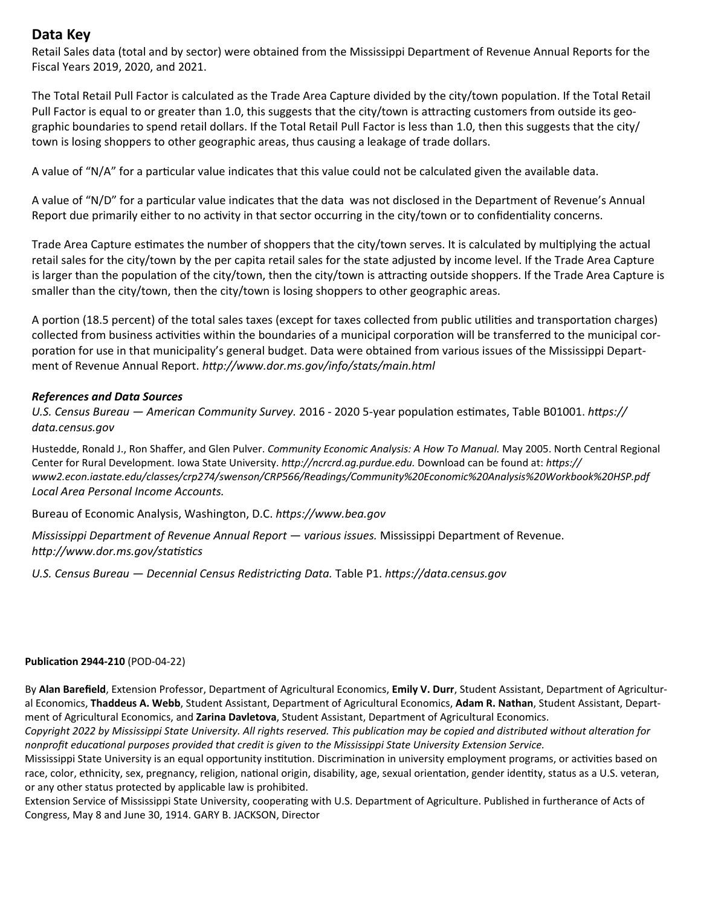## Data Key

Retail Sales data (total and by sector) were obtained from the Mississippi Department of Revenue Annual Reports for the Fiscal Years 2019, 2020, and 2021.

The Total Retail Pull Factor is calculated as the Trade Area Capture divided by the city/town population. If the Total Retail Pull Factor is equal to or greater than 1.0, this suggests that the city/town is attracting customers from outside its geographic boundaries to spend retail dollars. If the Total Retail Pull Factor is less than 1.0, then this suggests that the city/town is losing shoppers to other geographic areas, thus causing a leakage of trade dollars.

A value of "N/A" for a particular value indicates that this value could not be calculated given the available data.

A value of "N/D" for a particular value indicates that the data was not disclosed in the Department of Revenue's Annual Report due primarily either to no activity in that sector occurring in the city/town or to confidentiality concerns.

Trade Area Capture estimates the number of shoppers that the city/town serves. It is calculated by multiplying the actual retail sales for the city/town by the per capita retail sales for the state adjusted by income level. If the Trade Area Capture is larger than the population of the city/town, then the city/town is attracting outside shoppers. If the Trade Area Capture is smaller than the city/town, then the city/town is losing shoppers to other geographic areas.

A portion (18.5 percent) of the total sales taxes (except for taxes collected from public utilities and transportation charges) collected from business activities within the boundaries of a municipal corporation will be transferred to the municipal corporation for use in that municipality's general budget. Data were obtained from various issues of the Mississippi Department of Revenue Annual Report. *http://www.dor.ms.gov/info/stats/main.html*

### *References and Data Sources*

*U.S. Census Bureau — American Community Survey.* 2016 - 2020 5-year population estimates, Table B01001. *https://data.census.gov*

Hustedde, Ronald J., Ron Shaffer, and Glen Pulver. *Community Economic Analysis: A How To Manual.* May 2005. North Central Regional Center for Rural Development. Iowa State University. *http://ncrcrd.ag.purdue.edu.* Download can be found at: *https://www2.econ.iastate.edu/classes/crp274/swenson/CRP566/Readings/Community%20Economic%20Analysis%20Workbook%20HSP.pdf* *Local Area Personal Income Accounts.*

Bureau of Economic Analysis, Washington, D.C. *https://www.bea.gov*

*Mississippi Department of Revenue Annual Report — various issues.* Mississippi Department of Revenue. *http://www.dor.ms.gov/statistics*

*U.S. Census Bureau — Decennial Census Redistricting Data.* Table P1. *https://data.census.gov*

**Publication 2944-210** (POD-04-22)

By **Alan Barefield**, Extension Professor, Department of Agricultural Economics, **Emily V. Durr**, Student Assistant, Department of Agricultural Economics, **Thaddeus A. Webb**, Student Assistant, Department of Agricultural Economics, **Adam R. Nathan**, Student Assistant, Department of Agricultural Economics, and **Zarina Davletova**, Student Assistant, Department of Agricultural Economics.

*Copyright 2022 by Mississippi State University. All rights reserved. This publication may be copied and distributed without alteration for nonprofit educational purposes provided that credit is given to the Mississippi State University Extension Service.*

Mississippi State University is an equal opportunity institution. Discrimination in university employment programs, or activities based on race, color, ethnicity, sex, pregnancy, religion, national origin, disability, age, sexual orientation, gender identity, status as a U.S. veteran, or any other status protected by applicable law is prohibited.

Extension Service of Mississippi State University, cooperating with U.S. Department of Agriculture. Published in furtherance of Acts of Congress, May 8 and June 30, 1914. GARY B. JACKSON, Director